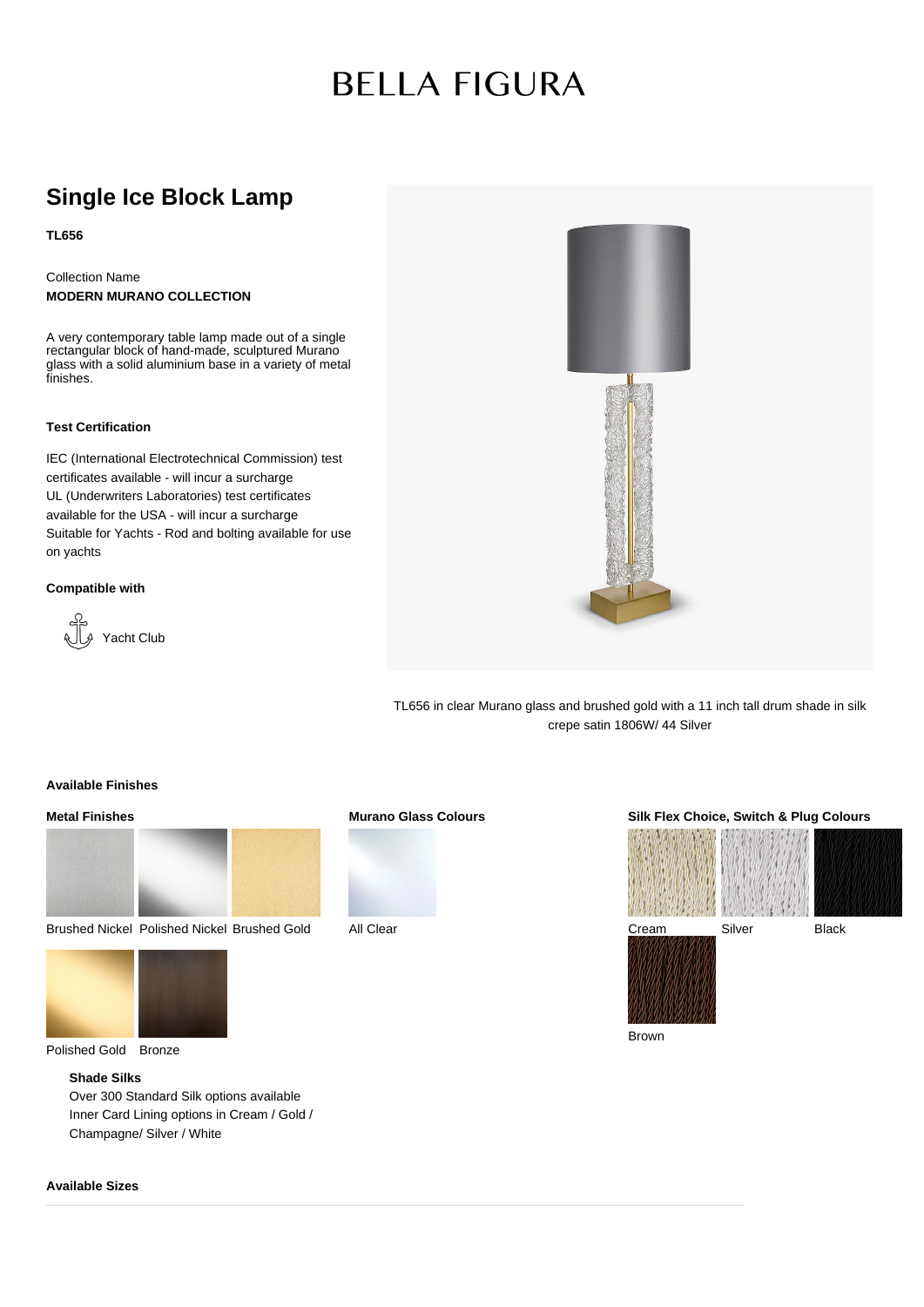# BELLA FIGURA

## Single Ice Block Lamp

**TL656**

Collection Name

**MODERN MURANO COLLECTION**

A very contemporary table lamp made out of a single rectangular block of hand-made, sculptured Murano glass with a solid aluminium base in a variety of metal finishes.

### Test Certification

IEC (International Electrotechnical Commission) test certificates available - will incur a surcharge

UL (Underwriters Laboratories) test certificates available for the USA - will incur a surcharge

Suitable for Yachts - Rod and bolting available for use on yachts

### Compatible with

Yacht Club

TL656 in clear Murano glass and brushed gold with a 11 inch tall drum shade in silk crepe satin 1806W/ 44 Silver

### Available Finishes

#### Metal Finishes

Brushed Nickel, Polished Nickel, Brushed Gold, Polished Gold, Bronze

#### Murano Glass Colours

All Clear

#### Silk Flex Choice, Switch & Plug Colours

Cream, Silver, Black, Brown

**Shade Silks**

Over 300 Standard Silk options available

Inner Card Lining options in Cream / Gold / Champagne/ Silver / White

### Available Sizes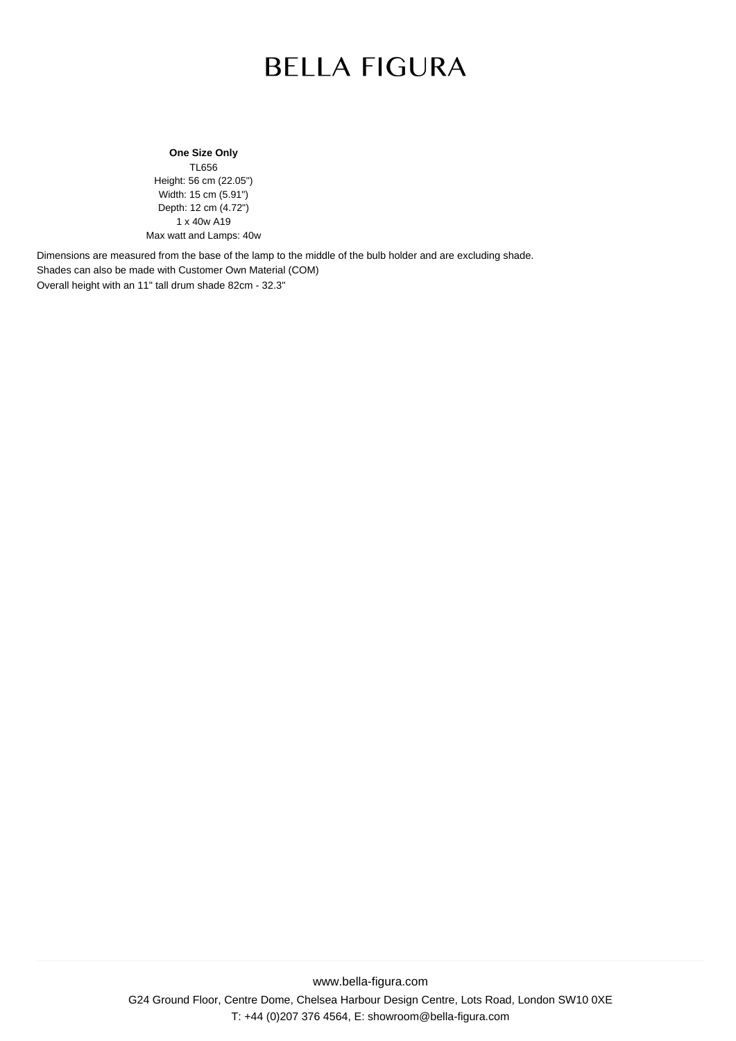**One Size Only**

TL656
Height: 56 cm (22.05")
Width: 15 cm (5.91")
Depth: 12 cm (4.72")
1 x 40w A19
Max watt and Lamps: 40w

Dimensions are measured from the base of the lamp to the middle of the bulb holder and are excluding shade.
Shades can also be made with Customer Own Material (COM)
Overall height with an 11" tall drum shade 82cm - 32.3"